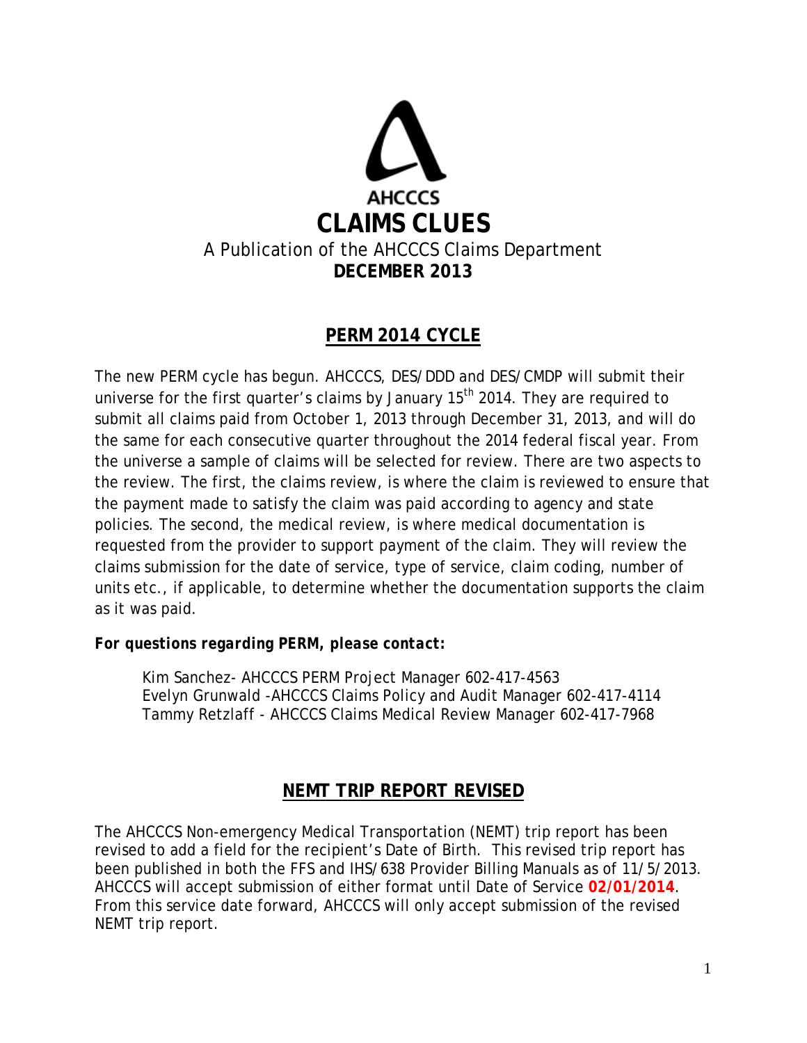AHCCCS

# CLAIMS CLUES

A Publication of the AHCCCS Claims Department

**DECEMBER 2013**

## PERM 2014 CYCLE

The new PERM cycle has begun. AHCCCS, DES/DDD and DES/CMDP will submit their universe for the first quarter's claims by January 15th 2014. They are required to submit all claims paid from October 1, 2013 through December 31, 2013, and will do the same for each consecutive quarter throughout the 2014 federal fiscal year. From the universe a sample of claims will be selected for review. There are two aspects to the review. The first, the claims review, is where the claim is reviewed to ensure that the payment made to satisfy the claim was paid according to agency and state policies. The second, the medical review, is where medical documentation is requested from the provider to support payment of the claim. They will review the claims submission for the date of service, type of service, claim coding, number of units etc., if applicable, to determine whether the documentation supports the claim as it was paid.

***For questions regarding PERM, please contact:***

Kim Sanchez- AHCCCS PERM Project Manager 602-417-4563
Evelyn Grunwald -AHCCCS Claims Policy and Audit Manager 602-417-4114
Tammy Retzlaff - AHCCCS Claims Medical Review Manager 602-417-7968

## NEMT TRIP REPORT REVISED

The AHCCCS Non-emergency Medical Transportation (NEMT) trip report has been revised to add a field for the recipient's Date of Birth. This revised trip report has been published in both the FFS and IHS/638 Provider Billing Manuals as of 11/5/2013. AHCCCS will accept submission of either format until Date of Service **02/01/2014**. From this service date forward, AHCCCS will only accept submission of the revised NEMT trip report.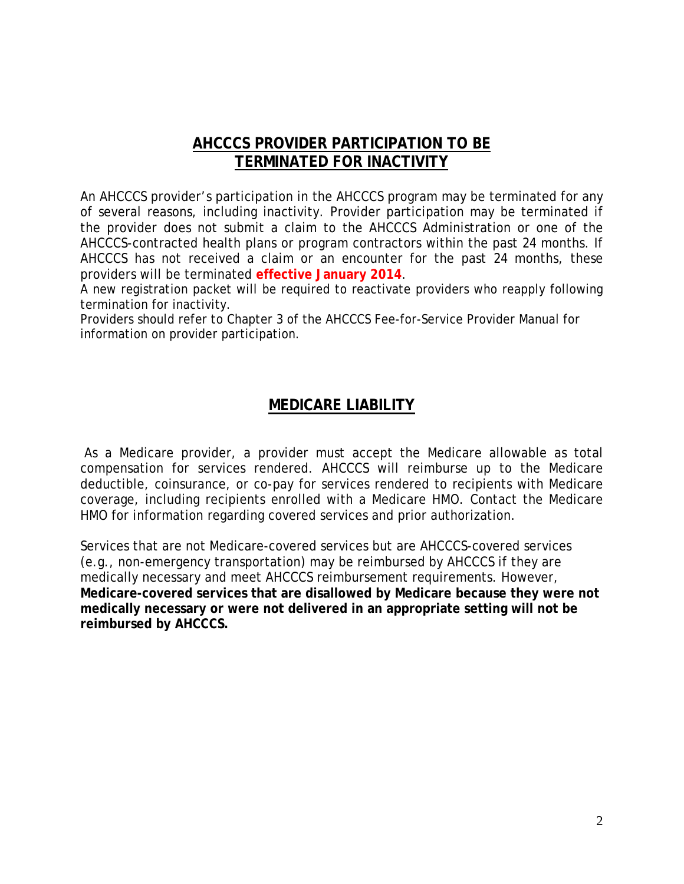## AHCCCS PROVIDER PARTICIPATION TO BE TERMINATED FOR INACTIVITY

An AHCCCS provider's participation in the AHCCCS program may be terminated for any of several reasons, including inactivity. Provider participation may be terminated if the provider does not submit a claim to the AHCCCS Administration or one of the AHCCCS-contracted health plans or program contractors within the past 24 months. If AHCCCS has not received a claim or an encounter for the past 24 months, these providers will be terminated **effective January 2014**.

A new registration packet will be required to reactivate providers who reapply following termination for inactivity.

Providers should refer to Chapter 3 of the AHCCCS Fee-for-Service Provider Manual for information on provider participation.

## MEDICARE LIABILITY

As a Medicare provider, a provider must accept the Medicare allowable as total compensation for services rendered. AHCCCS will reimburse up to the Medicare deductible, coinsurance, or co-pay for services rendered to recipients with Medicare coverage, including recipients enrolled with a Medicare HMO. Contact the Medicare HMO for information regarding covered services and prior authorization.

Services that are not Medicare-covered services but are AHCCCS-covered services (e.g., non-emergency transportation) may be reimbursed by AHCCCS if they are medically necessary and meet AHCCCS reimbursement requirements. However, **Medicare-covered services that are disallowed by Medicare because they were not medically necessary or were not delivered in an appropriate setting will not be reimbursed by AHCCCS.**